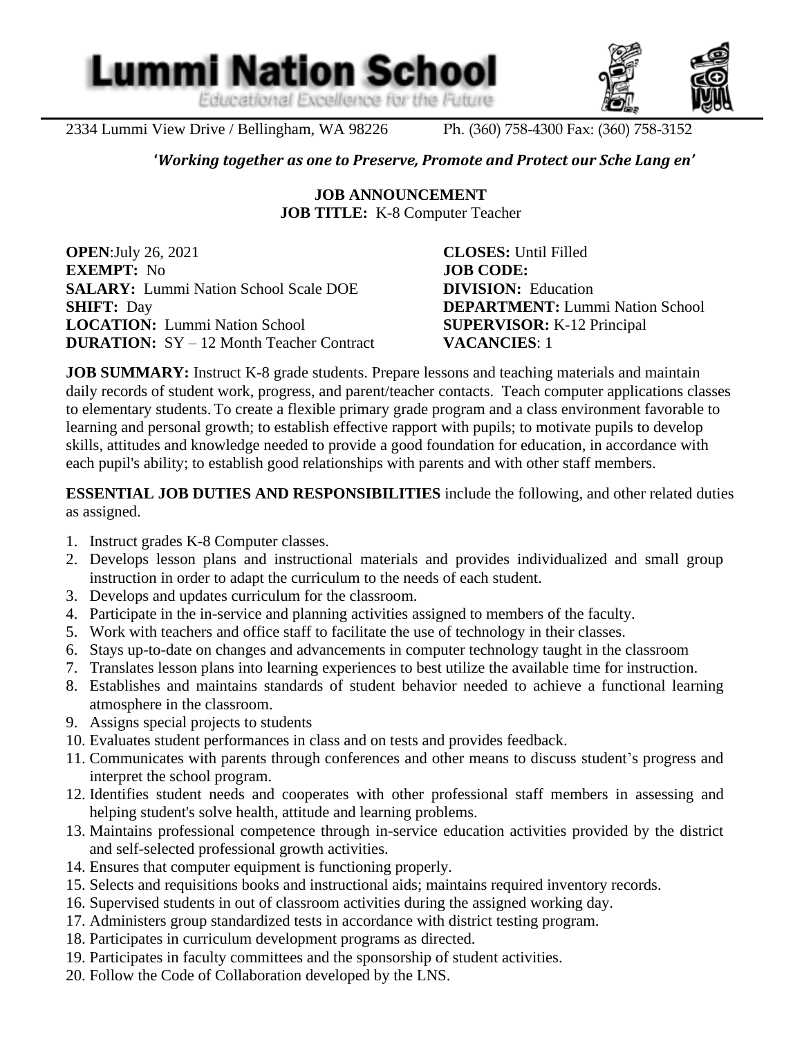# Lummi Nation School

*Educational Excellence for the Future*

2334 Lummi View Drive / Bellingham, WA 98226 Ph. (360) 758-4300 Fax: (360) 758-3152

***'Working together as one to Preserve, Promote and Protect our Sche Lang en'***

**JOB ANNOUNCEMENT**

**JOB TITLE:** K-8 Computer Teacher

**OPEN**:July 26, 2021
**EXEMPT:** No
**SALARY:** Lummi Nation School Scale DOE
**SHIFT:** Day
**LOCATION:** Lummi Nation School
**DURATION:** SY – 12 Month Teacher Contract

**CLOSES:** Until Filled
**JOB CODE:**
**DIVISION:** Education
**DEPARTMENT:** Lummi Nation School
**SUPERVISOR:** K-12 Principal
**VACANCIES**: 1

**JOB SUMMARY:** Instruct K-8 grade students. Prepare lessons and teaching materials and maintain daily records of student work, progress, and parent/teacher contacts. Teach computer applications classes to elementary students. To create a flexible primary grade program and a class environment favorable to learning and personal growth; to establish effective rapport with pupils; to motivate pupils to develop skills, attitudes and knowledge needed to provide a good foundation for education, in accordance with each pupil's ability; to establish good relationships with parents and with other staff members.

**ESSENTIAL JOB DUTIES AND RESPONSIBILITIES** include the following, and other related duties as assigned.

1. Instruct grades K-8 Computer classes.
2. Develops lesson plans and instructional materials and provides individualized and small group instruction in order to adapt the curriculum to the needs of each student.
3. Develops and updates curriculum for the classroom.
4. Participate in the in-service and planning activities assigned to members of the faculty.
5. Work with teachers and office staff to facilitate the use of technology in their classes.
6. Stays up-to-date on changes and advancements in computer technology taught in the classroom
7. Translates lesson plans into learning experiences to best utilize the available time for instruction.
8. Establishes and maintains standards of student behavior needed to achieve a functional learning atmosphere in the classroom.
9. Assigns special projects to students
10. Evaluates student performances in class and on tests and provides feedback.
11. Communicates with parents through conferences and other means to discuss student's progress and interpret the school program.
12. Identifies student needs and cooperates with other professional staff members in assessing and helping student's solve health, attitude and learning problems.
13. Maintains professional competence through in-service education activities provided by the district and self-selected professional growth activities.
14. Ensures that computer equipment is functioning properly.
15. Selects and requisitions books and instructional aids; maintains required inventory records.
16. Supervised students in out of classroom activities during the assigned working day.
17. Administers group standardized tests in accordance with district testing program.
18. Participates in curriculum development programs as directed.
19. Participates in faculty committees and the sponsorship of student activities.
20. Follow the Code of Collaboration developed by the LNS.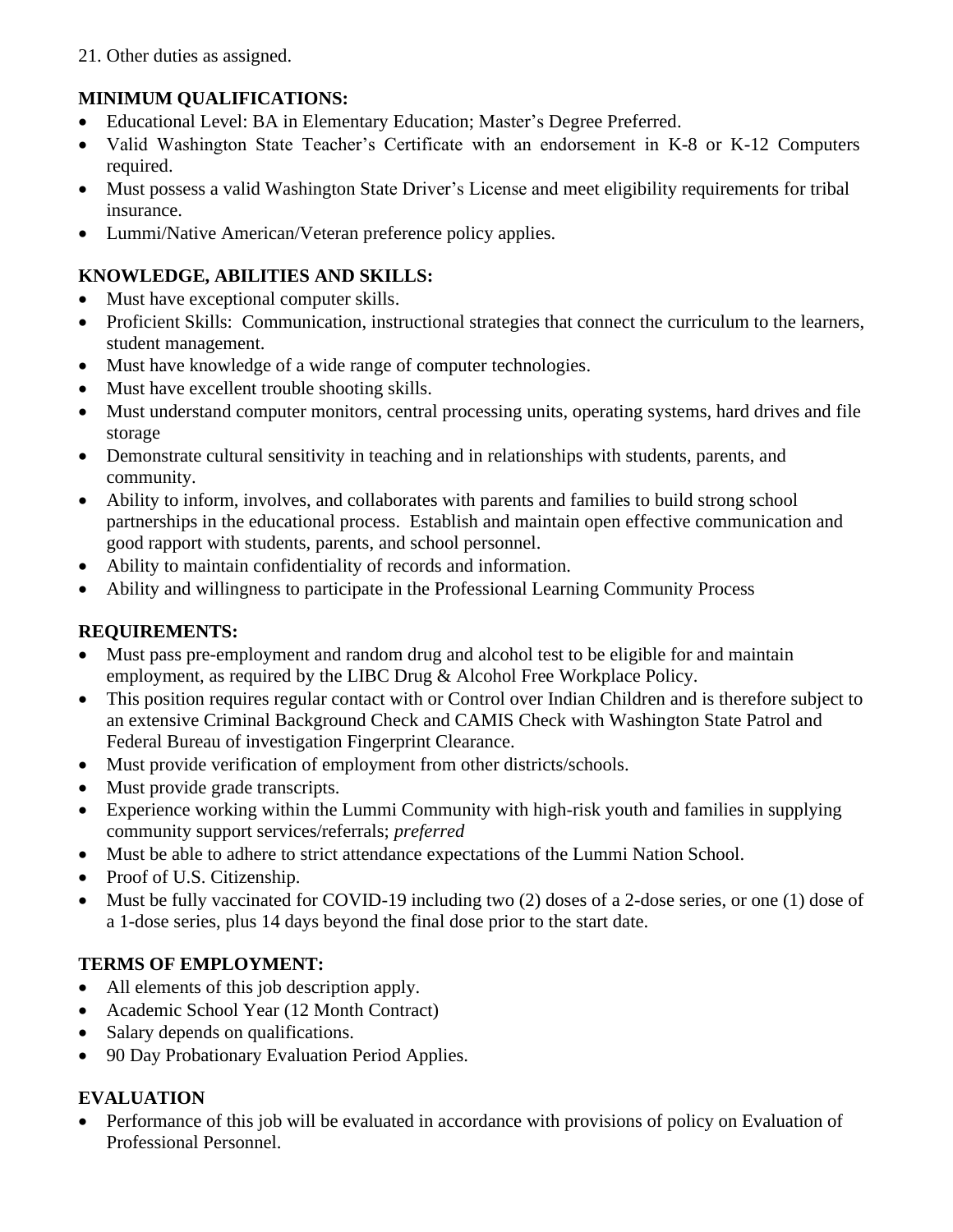21. Other duties as assigned.

**MINIMUM QUALIFICATIONS:**

- Educational Level: BA in Elementary Education; Master's Degree Preferred.
- Valid Washington State Teacher's Certificate with an endorsement in K-8 or K-12 Computers required.
- Must possess a valid Washington State Driver's License and meet eligibility requirements for tribal insurance.
- Lummi/Native American/Veteran preference policy applies.

**KNOWLEDGE, ABILITIES AND SKILLS:**

- Must have exceptional computer skills.
- Proficient Skills: Communication, instructional strategies that connect the curriculum to the learners, student management.
- Must have knowledge of a wide range of computer technologies.
- Must have excellent trouble shooting skills.
- Must understand computer monitors, central processing units, operating systems, hard drives and file storage
- Demonstrate cultural sensitivity in teaching and in relationships with students, parents, and community.
- Ability to inform, involves, and collaborates with parents and families to build strong school partnerships in the educational process. Establish and maintain open effective communication and good rapport with students, parents, and school personnel.
- Ability to maintain confidentiality of records and information.
- Ability and willingness to participate in the Professional Learning Community Process

**REQUIREMENTS:**

- Must pass pre-employment and random drug and alcohol test to be eligible for and maintain employment, as required by the LIBC Drug & Alcohol Free Workplace Policy.
- This position requires regular contact with or Control over Indian Children and is therefore subject to an extensive Criminal Background Check and CAMIS Check with Washington State Patrol and Federal Bureau of investigation Fingerprint Clearance.
- Must provide verification of employment from other districts/schools.
- Must provide grade transcripts.
- Experience working within the Lummi Community with high-risk youth and families in supplying community support services/referrals; *preferred*
- Must be able to adhere to strict attendance expectations of the Lummi Nation School.
- Proof of U.S. Citizenship.
- Must be fully vaccinated for COVID-19 including two (2) doses of a 2-dose series, or one (1) dose of a 1-dose series, plus 14 days beyond the final dose prior to the start date.

**TERMS OF EMPLOYMENT:**

- All elements of this job description apply.
- Academic School Year (12 Month Contract)
- Salary depends on qualifications.
- 90 Day Probationary Evaluation Period Applies.

**EVALUATION**

- Performance of this job will be evaluated in accordance with provisions of policy on Evaluation of Professional Personnel.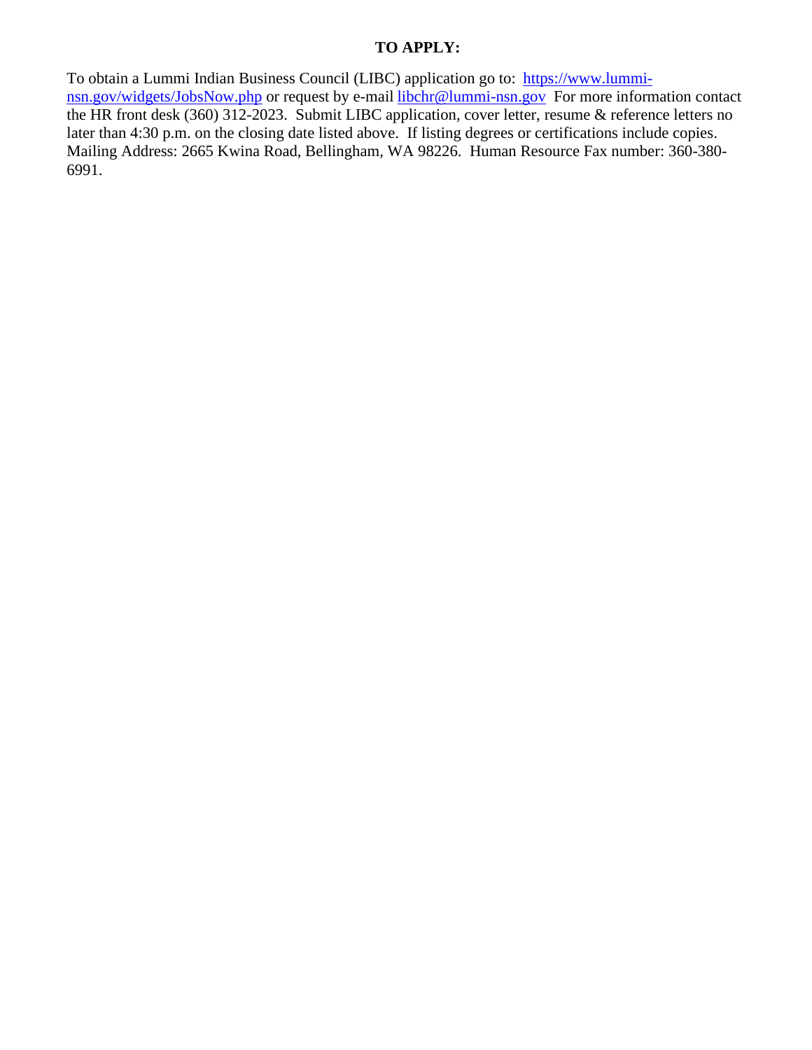**TO APPLY:**

To obtain a Lummi Indian Business Council (LIBC) application go to: [https://www.lummi-nsn.gov/widgets/JobsNow.php](https://www.lummi-nsn.gov/widgets/JobsNow.php) or request by e-mail [libchr@lummi-nsn.gov](mailto:libchr@lummi-nsn.gov) For more information contact the HR front desk (360) 312-2023. Submit LIBC application, cover letter, resume & reference letters no later than 4:30 p.m. on the closing date listed above. If listing degrees or certifications include copies. Mailing Address: 2665 Kwina Road, Bellingham, WA 98226. Human Resource Fax number: 360-380-6991.